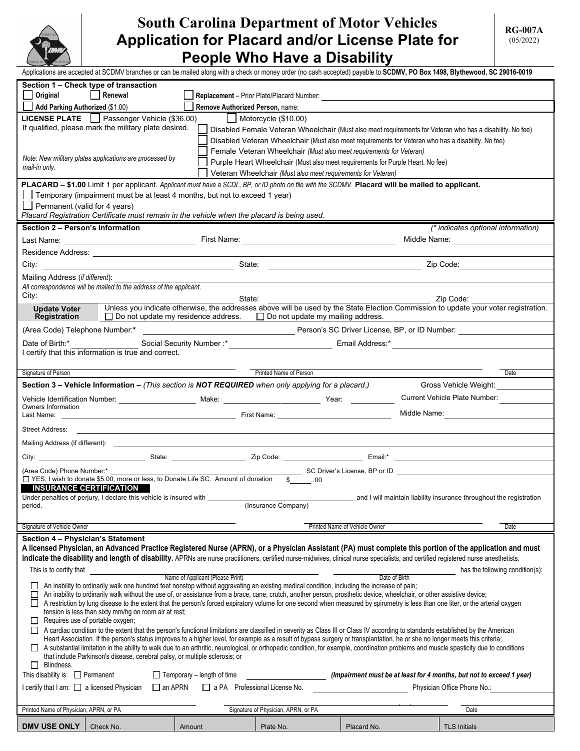# South Carolina Department of Motor Vehicles
# Application for Placard and/or License Plate for People Who Have a Disability

**RG-007A** (05/2022)

Applications are accepted at SCDMV branches or can be mailed along with a check or money order (no cash accepted) payable to **SCDMV, PO Box 1498, Blythewood, SC 29016-0019**

## Section 1 – Check type of transaction

☐ **Original** ☐ **Renewal** ☐ **Replacement** – Prior Plate/Placard Number: ____________

☐ **Add Parking Authorized** ($1.00) ☐ **Remove Authorized Person,** name: ____________

**LICENSE PLATE** ☐ Passenger Vehicle ($36.00) ☐ Motorcycle ($10.00)

If qualified, please mark the military plate desired.

☐ Disabled Female Veteran Wheelchair (Must also meet requirements for Veteran who has a disability. No fee)
☐ Disabled Veteran Wheelchair (Must also meet requirements for Veteran who has a disability. No fee)
☐ Female Veteran Wheelchair *(Must also meet requirements for Veteran)*
☐ Purple Heart Wheelchair (Must also meet requirements for Purple Heart. No fee)
☐ Veteran Wheelchair *(Must also meet requirements for Veteran)*

*Note: New military plates applications are processed by mail-in only.*

**PLACARD – $1.00** Limit 1 per applicant. *Applicant must have a SCDL, BP, or ID photo on file with the SCDMV.* **Placard will be mailed to applicant.**

☐ Temporary (impairment must be at least 4 months, but not to exceed 1 year)
☐ Permanent (valid for 4 years)

*Placard Registration Certificate must remain in the vehicle when the placard is being used.*

## Section 2 – Person's Information

*(\* indicates optional information)*

Last Name: ____________ First Name: ____________ Middle Name: ____________

Residence Address: ____________

City: ____________ State: ____________ Zip Code: ____________

Mailing Address (*if different*): ____________

*All correspondence will be mailed to the address of the applicant.*

City: ____________ State: ____________ Zip Code: ____________

**Update Voter Registration** Unless you indicate otherwise, the addresses above will be used by the State Election Commission to update your voter registration.
☐ Do not update my residence address. ☐ Do not update my mailing address.

(Area Code) Telephone Number:* ____________ Person's SC Driver License, BP, or ID Number: ____________

Date of Birth:* ____________ Social Security Number :* ____________ Email Address:* ____________

I certify that this information is true and correct.

Signature of Person ____________ Printed Name of Person ____________ Date ____________

## Section 3 – Vehicle Information – *(This section is **NOT REQUIRED** when only applying for a placard.)*

Gross Vehicle Weight: ____________

Vehicle Identification Number: ____________ Make: ____________ Year: ____________ Current Vehicle Plate Number: ____________

Owners Information
Last Name: ____________ First Name: ____________ Middle Name: ____________

Street Address: ____________

Mailing Address (if different): ____________

City: ____________ State: ____________ Zip Code: ____________ Email:* ____________

(Area Code) Phone Number:* ____________ SC Driver's License, BP or ID ____________

☐ YES, I wish to donate $5.00, more or less, to Donate Life SC. Amount of donation $______ .00

**INSURANCE CERTIFICATION**

Under penalties of perjury, I declare this vehicle is insured with ____________ (Insurance Company) and I will maintain liability insurance throughout the registration period.

Signature of Vehicle Owner ____________ Printed Name of Vehicle Owner ____________ Date ____________

## Section 4 – Physician's Statement

**A licensed Physician, an Advanced Practice Registered Nurse (APRN), or a Physician Assistant (PA) must complete this portion of the application and must indicate the disability and length of disability.** APRNs are nurse practitioners, certified nurse-midwives, clinical nurse specialists, and certified registered nurse anesthetists.

This is to certify that ____________ (Name of Applicant (Please Print)) ____________ (Date of Birth) has the following condition(s):

☐ An inability to ordinarily walk one hundred feet nonstop without aggravating an existing medical condition, including the increase of pain;
☐ An inability to ordinarily walk without the use of, or assistance from a brace, cane, crutch, another person, prosthetic device, wheelchair, or other assistive device;
☐ A restriction by lung disease to the extent that the person's forced expiratory volume for one second when measured by spirometry is less than one liter, or the arterial oxygen tension is less than sixty mm/hg on room air at rest;
☐ Requires use of portable oxygen;
☐ A cardiac condition to the extent that the person's functional limitations are classified in severity as Class III or Class IV according to standards established by the American Heart Association. If the person's status improves to a higher level, for example as a result of bypass surgery or transplantation, he or she no longer meets this criteria;
☐ A substantial limitation in the ability to walk due to an arthritic, neurological, or orthopedic condition, for example, coordination problems and muscle spasticity due to conditions that include Parkinson's disease, cerebral palsy, or multiple sclerosis; or
☐ Blindness.

This disability is: ☐ Permanent ☐ Temporary – length of time ____________ ***(Impairment must be at least for 4 months, but not to exceed 1 year)***

I certify that I am: ☐ a licensed Physician ☐ an APRN ☐ a PA Professional License No. ____________ Physician Office Phone No.: ____________

Printed Name of Physician, APRN, or PA ____________ Signature of Physician, APRN, or PA ____________ Date ____________

| DMV USE ONLY | Check No. | Amount | Plate No. | Placard No. | TLS Initials |
|---|---|---|---|---|---|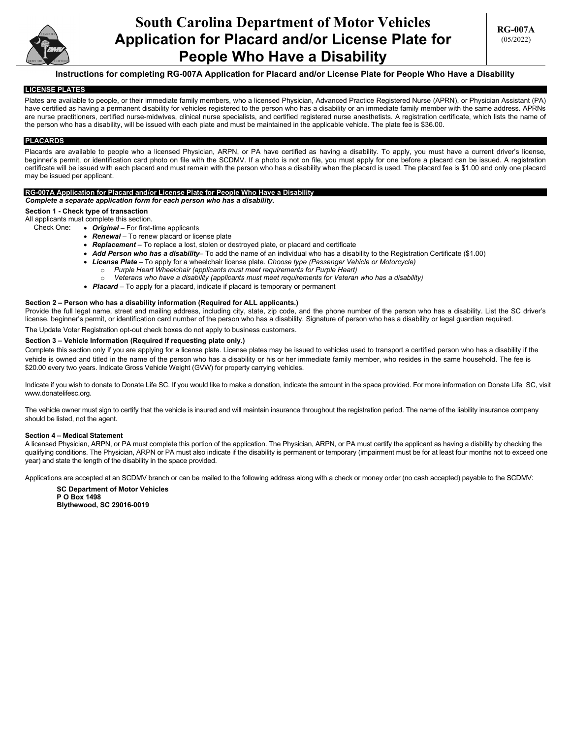# South Carolina Department of Motor Vehicles Application for Placard and/or License Plate for People Who Have a Disability

**RG-007A** (05/2022)

### Instructions for completing RG-007A Application for Placard and/or License Plate for People Who Have a Disability

#### LICENSE PLATES

Plates are available to people, or their immediate family members, who a licensed Physician, Advanced Practice Registered Nurse (APRN), or Physician Assistant (PA) have certified as having a permanent disability for vehicles registered to the person who has a disability or an immediate family member with the same address. APRNs are nurse practitioners, certified nurse-midwives, clinical nurse specialists, and certified registered nurse anesthetists. A registration certificate, which lists the name of the person who has a disability, will be issued with each plate and must be maintained in the applicable vehicle. The plate fee is $36.00.

#### PLACARDS

Placards are available to people who a licensed Physician, ARPN, or PA have certified as having a disability. To apply, you must have a current driver's license, beginner's permit, or identification card photo on file with the SCDMV. If a photo is not on file, you must apply for one before a placard can be issued. A registration certificate will be issued with each placard and must remain with the person who has a disability when the placard is used. The placard fee is $1.00 and only one placard may be issued per applicant.

#### RG-007A Application for Placard and/or License Plate for People Who Have a Disability

***Complete a separate application form for each person who has a disability.***

**Section 1 - Check type of transaction**

All applicants must complete this section.

Check One:

- ***Original*** – For first-time applicants
- ***Renewal*** – To renew placard or license plate
- ***Replacement*** – To replace a lost, stolen or destroyed plate, or placard and certificate
- ***Add Person who has a disability***– To add the name of an individual who has a disability to the Registration Certificate ($1.00)
- ***License Plate*** – To apply for a wheelchair license plate. *Choose type (Passenger Vehicle or Motorcycle)*
  - *Purple Heart Wheelchair (applicants must meet requirements for Purple Heart)*
  - *Veterans who have a disability (applicants must meet requirements for Veteran who has a disability)*
- ***Placard*** – To apply for a placard, indicate if placard is temporary or permanent

**Section 2 – Person who has a disability information (Required for ALL applicants.)**

Provide the full legal name, street and mailing address, including city, state, zip code, and the phone number of the person who has a disability. List the SC driver's license, beginner's permit, or identification card number of the person who has a disability. Signature of person who has a disability or legal guardian required.

The Update Voter Registration opt-out check boxes do not apply to business customers.

**Section 3 – Vehicle Information (Required if requesting plate only.)**

Complete this section only if you are applying for a license plate. License plates may be issued to vehicles used to transport a certified person who has a disability if the vehicle is owned and titled in the name of the person who has a disability or his or her immediate family member, who resides in the same household. The fee is $20.00 every two years. Indicate Gross Vehicle Weight (GVW) for property carrying vehicles.

Indicate if you wish to donate to Donate Life SC. If you would like to make a donation, indicate the amount in the space provided. For more information on Donate Life SC, visit www.donatelifesc.org.

The vehicle owner must sign to certify that the vehicle is insured and will maintain insurance throughout the registration period. The name of the liability insurance company should be listed, not the agent.

**Section 4 – Medical Statement**

A licensed Physician, ARPN, or PA must complete this portion of the application. The Physician, ARPN, or PA must certify the applicant as having a disbility by checking the qualifying conditions. The Physician, ARPN or PA must also indicate if the disability is permanent or temporary (impairment must be for at least four months not to exceed one year) and state the length of the disability in the space provided.

Applications are accepted at an SCDMV branch or can be mailed to the following address along with a check or money order (no cash accepted) payable to the SCDMV:

**SC Department of Motor Vehicles**
**P O Box 1498**
**Blythewood, SC 29016-0019**